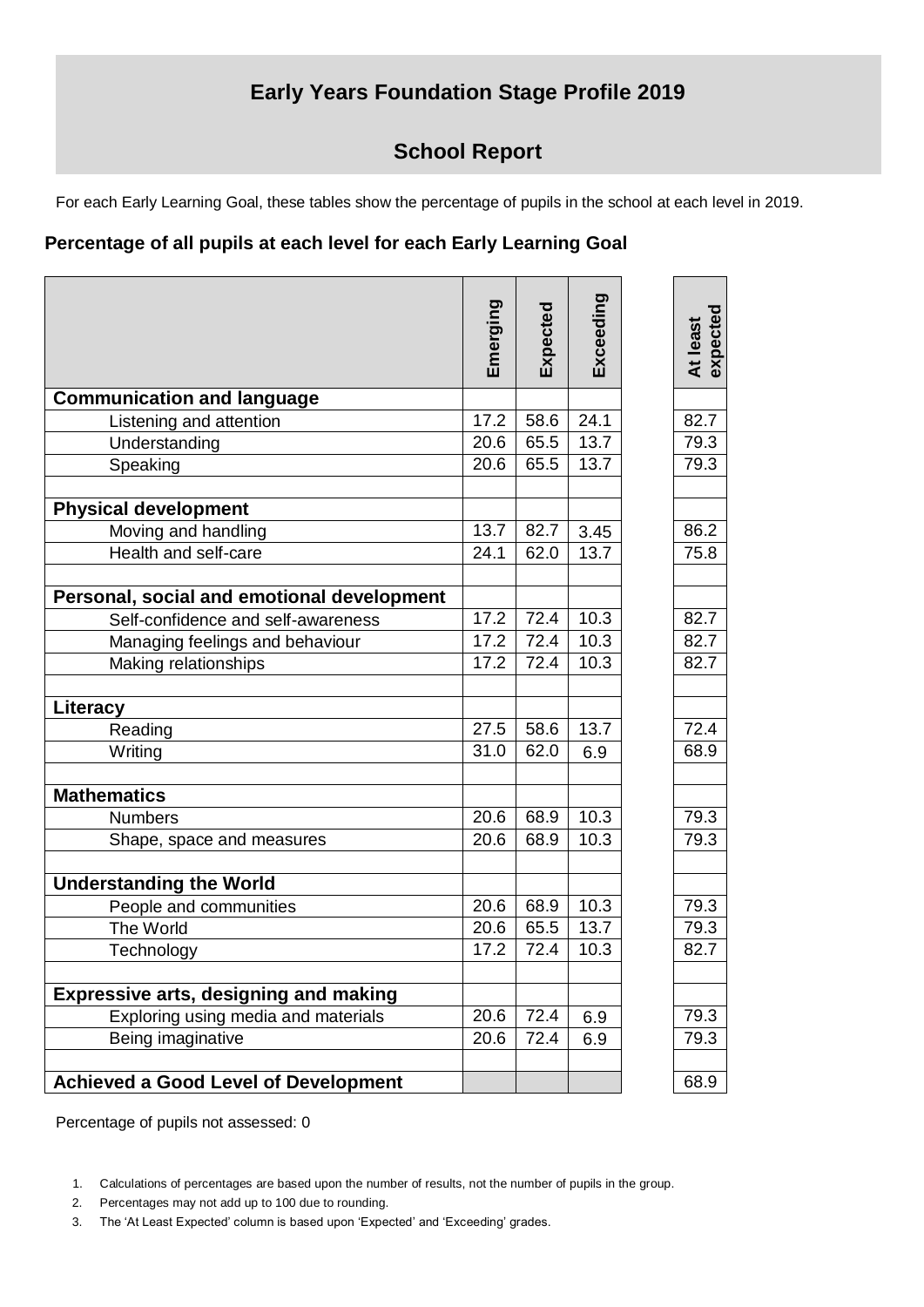# Early Years Foundation Stage Profile 2019

## School Report

For each Early Learning Goal, these tables show the percentage of pupils in the school at each level in 2019.

### Percentage of all pupils at each level for each Early Learning Goal

| | Emerging | Expected | Exceeding | At least expected |
|---|---|---|---|---|
| **Communication and language** | | | | |
| Listening and attention | 17.2 | 58.6 | 24.1 | 82.7 |
| Understanding | 20.6 | 65.5 | 13.7 | 79.3 |
| Speaking | 20.6 | 65.5 | 13.7 | 79.3 |
| | | | | |
| **Physical development** | | | | |
| Moving and handling | 13.7 | 82.7 | 3.45 | 86.2 |
| Health and self-care | 24.1 | 62.0 | 13.7 | 75.8 |
| | | | | |
| **Personal, social and emotional development** | | | | |
| Self-confidence and self-awareness | 17.2 | 72.4 | 10.3 | 82.7 |
| Managing feelings and behaviour | 17.2 | 72.4 | 10.3 | 82.7 |
| Making relationships | 17.2 | 72.4 | 10.3 | 82.7 |
| | | | | |
| **Literacy** | | | | |
| Reading | 27.5 | 58.6 | 13.7 | 72.4 |
| Writing | 31.0 | 62.0 | 6.9 | 68.9 |
| | | | | |
| **Mathematics** | | | | |
| Numbers | 20.6 | 68.9 | 10.3 | 79.3 |
| Shape, space and measures | 20.6 | 68.9 | 10.3 | 79.3 |
| | | | | |
| **Understanding the World** | | | | |
| People and communities | 20.6 | 68.9 | 10.3 | 79.3 |
| The World | 20.6 | 65.5 | 13.7 | 79.3 |
| Technology | 17.2 | 72.4 | 10.3 | 82.7 |
| | | | | |
| **Expressive arts, designing and making** | | | | |
| Exploring using media and materials | 20.6 | 72.4 | 6.9 | 79.3 |
| Being imaginative | 20.6 | 72.4 | 6.9 | 79.3 |
| | | | | |
| **Achieved a Good Level of Development** | | | | 68.9 |

Percentage of pupils not assessed: 0

1. Calculations of percentages are based upon the number of results, not the number of pupils in the group.
2. Percentages may not add up to 100 due to rounding.
3. The 'At Least Expected' column is based upon 'Expected' and 'Exceeding' grades.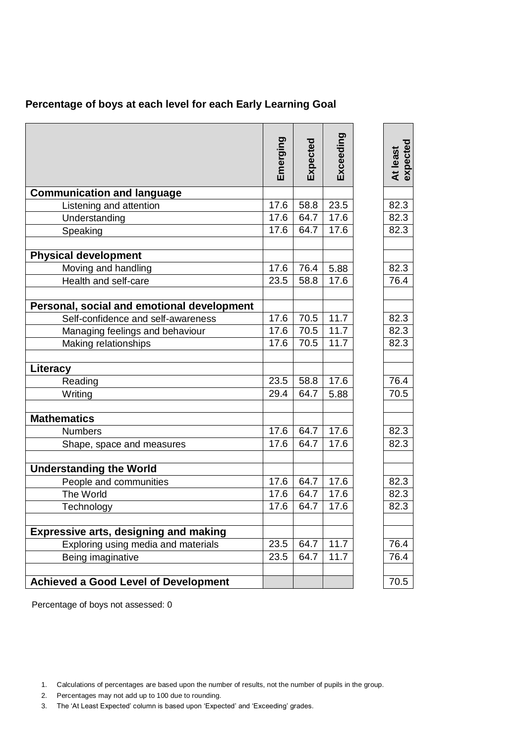## Percentage of boys at each level for each Early Learning Goal

| | Emerging | Expected | Exceeding | At least expected |
|---|---|---|---|---|
| **Communication and language** | | | | |
| Listening and attention | 17.6 | 58.8 | 23.5 | 82.3 |
| Understanding | 17.6 | 64.7 | 17.6 | 82.3 |
| Speaking | 17.6 | 64.7 | 17.6 | 82.3 |
| | | | | |
| **Physical development** | | | | |
| Moving and handling | 17.6 | 76.4 | 5.88 | 82.3 |
| Health and self-care | 23.5 | 58.8 | 17.6 | 76.4 |
| | | | | |
| **Personal, social and emotional development** | | | | |
| Self-confidence and self-awareness | 17.6 | 70.5 | 11.7 | 82.3 |
| Managing feelings and behaviour | 17.6 | 70.5 | 11.7 | 82.3 |
| Making relationships | 17.6 | 70.5 | 11.7 | 82.3 |
| | | | | |
| **Literacy** | | | | |
| Reading | 23.5 | 58.8 | 17.6 | 76.4 |
| Writing | 29.4 | 64.7 | 5.88 | 70.5 |
| | | | | |
| **Mathematics** | | | | |
| Numbers | 17.6 | 64.7 | 17.6 | 82.3 |
| Shape, space and measures | 17.6 | 64.7 | 17.6 | 82.3 |
| | | | | |
| **Understanding the World** | | | | |
| People and communities | 17.6 | 64.7 | 17.6 | 82.3 |
| The World | 17.6 | 64.7 | 17.6 | 82.3 |
| Technology | 17.6 | 64.7 | 17.6 | 82.3 |
| | | | | |
| **Expressive arts, designing and making** | | | | |
| Exploring using media and materials | 23.5 | 64.7 | 11.7 | 76.4 |
| Being imaginative | 23.5 | 64.7 | 11.7 | 76.4 |
| | | | | |
| **Achieved a Good Level of Development** | | | | 70.5 |

Percentage of boys not assessed: 0

1. Calculations of percentages are based upon the number of results, not the number of pupils in the group.
2. Percentages may not add up to 100 due to rounding.
3. The 'At Least Expected' column is based upon 'Expected' and 'Exceeding' grades.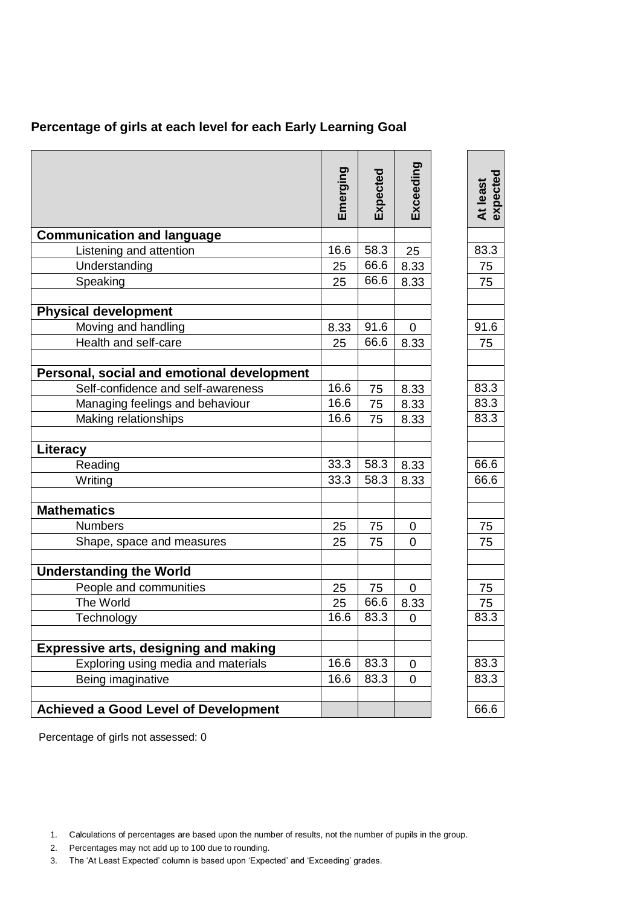**Percentage of girls at each level for each Early Learning Goal**

| | Emerging | Expected | Exceeding | At least expected |
|---|---|---|---|---|
| **Communication and language** | | | | |
| Listening and attention | 16.6 | 58.3 | 25 | 83.3 |
| Understanding | 25 | 66.6 | 8.33 | 75 |
| Speaking | 25 | 66.6 | 8.33 | 75 |
| | | | | |
| **Physical development** | | | | |
| Moving and handling | 8.33 | 91.6 | 0 | 91.6 |
| Health and self-care | 25 | 66.6 | 8.33 | 75 |
| | | | | |
| **Personal, social and emotional development** | | | | |
| Self-confidence and self-awareness | 16.6 | 75 | 8.33 | 83.3 |
| Managing feelings and behaviour | 16.6 | 75 | 8.33 | 83.3 |
| Making relationships | 16.6 | 75 | 8.33 | 83.3 |
| | | | | |
| **Literacy** | | | | |
| Reading | 33.3 | 58.3 | 8.33 | 66.6 |
| Writing | 33.3 | 58.3 | 8.33 | 66.6 |
| | | | | |
| **Mathematics** | | | | |
| Numbers | 25 | 75 | 0 | 75 |
| Shape, space and measures | 25 | 75 | 0 | 75 |
| | | | | |
| **Understanding the World** | | | | |
| People and communities | 25 | 75 | 0 | 75 |
| The World | 25 | 66.6 | 8.33 | 75 |
| Technology | 16.6 | 83.3 | 0 | 83.3 |
| | | | | |
| **Expressive arts, designing and making** | | | | |
| Exploring using media and materials | 16.6 | 83.3 | 0 | 83.3 |
| Being imaginative | 16.6 | 83.3 | 0 | 83.3 |
| | | | | |
| **Achieved a Good Level of Development** | | | | 66.6 |

Percentage of girls not assessed: 0

1. Calculations of percentages are based upon the number of results, not the number of pupils in the group.
2. Percentages may not add up to 100 due to rounding.
3. The 'At Least Expected' column is based upon 'Expected' and 'Exceeding' grades.